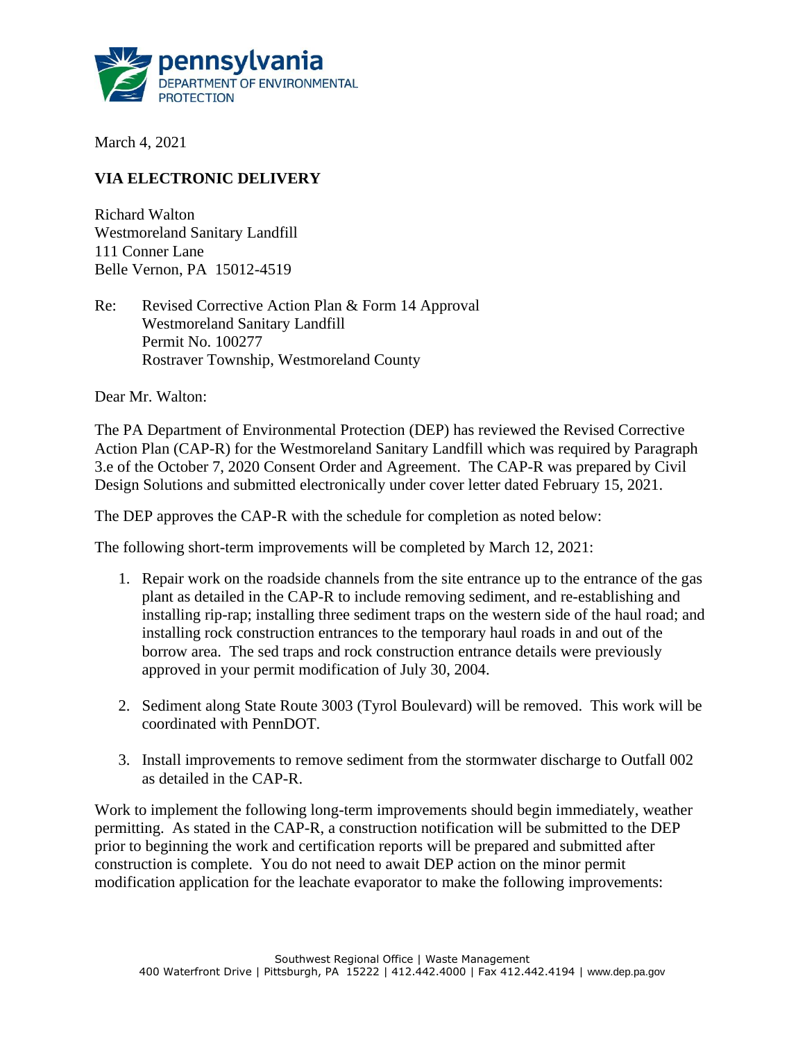March 4, 2021

**VIA ELECTRONIC DELIVERY**

Richard Walton
Westmoreland Sanitary Landfill
111 Conner Lane
Belle Vernon, PA 15012-4519

Re: Revised Corrective Action Plan & Form 14 Approval
Westmoreland Sanitary Landfill
Permit No. 100277
Rostraver Township, Westmoreland County

Dear Mr. Walton:

The PA Department of Environmental Protection (DEP) has reviewed the Revised Corrective Action Plan (CAP-R) for the Westmoreland Sanitary Landfill which was required by Paragraph 3.e of the October 7, 2020 Consent Order and Agreement. The CAP-R was prepared by Civil Design Solutions and submitted electronically under cover letter dated February 15, 2021.

The DEP approves the CAP-R with the schedule for completion as noted below:

The following short-term improvements will be completed by March 12, 2021:

1. Repair work on the roadside channels from the site entrance up to the entrance of the gas plant as detailed in the CAP-R to include removing sediment, and re-establishing and installing rip-rap; installing three sediment traps on the western side of the haul road; and installing rock construction entrances to the temporary haul roads in and out of the borrow area. The sed traps and rock construction entrance details were previously approved in your permit modification of July 30, 2004.

2. Sediment along State Route 3003 (Tyrol Boulevard) will be removed. This work will be coordinated with PennDOT.

3. Install improvements to remove sediment from the stormwater discharge to Outfall 002 as detailed in the CAP-R.

Work to implement the following long-term improvements should begin immediately, weather permitting. As stated in the CAP-R, a construction notification will be submitted to the DEP prior to beginning the work and certification reports will be prepared and submitted after construction is complete. You do not need to await DEP action on the minor permit modification application for the leachate evaporator to make the following improvements: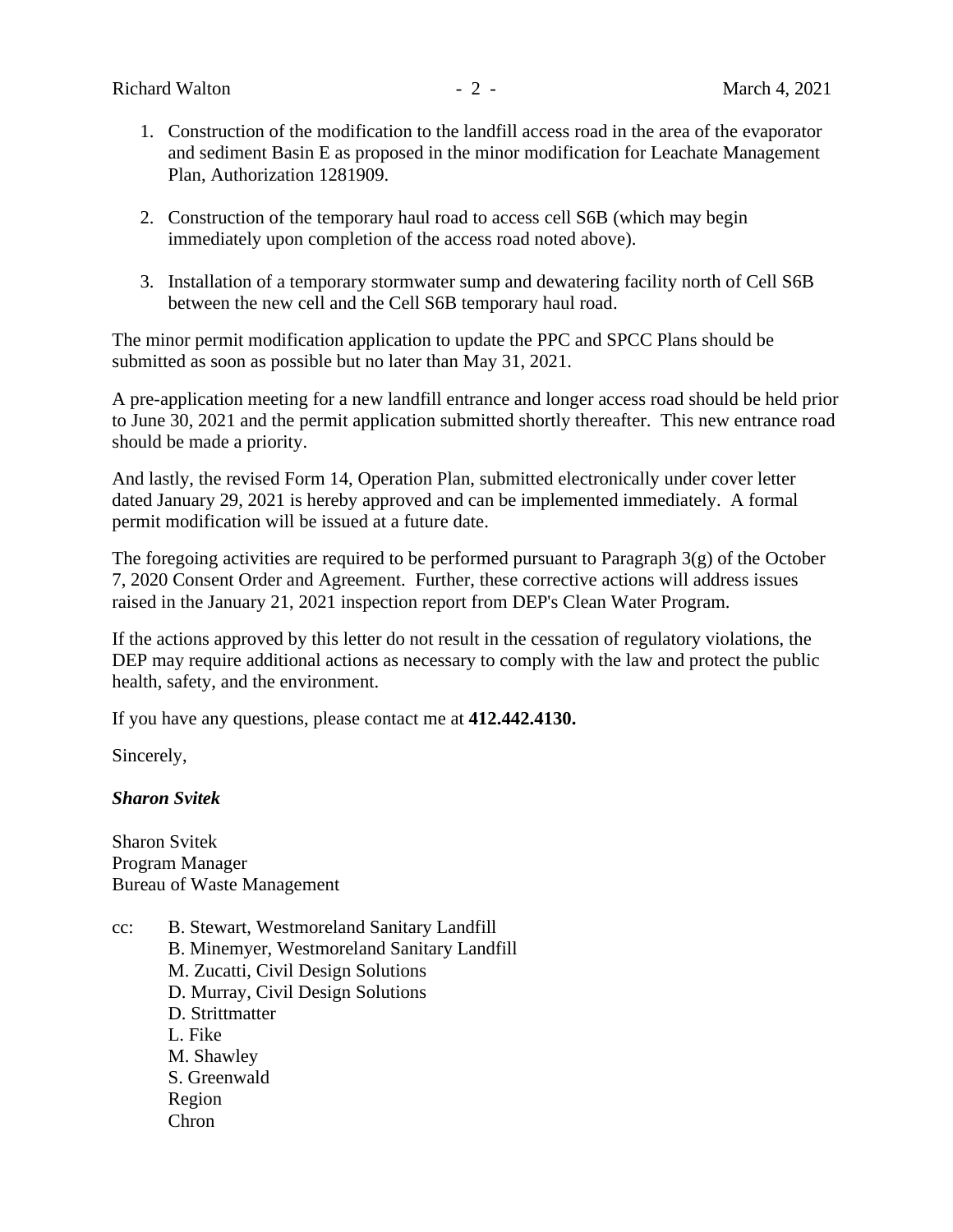1. Construction of the modification to the landfill access road in the area of the evaporator and sediment Basin E as proposed in the minor modification for Leachate Management Plan, Authorization 1281909.

2. Construction of the temporary haul road to access cell S6B (which may begin immediately upon completion of the access road noted above).

3. Installation of a temporary stormwater sump and dewatering facility north of Cell S6B between the new cell and the Cell S6B temporary haul road.

The minor permit modification application to update the PPC and SPCC Plans should be submitted as soon as possible but no later than May 31, 2021.

A pre-application meeting for a new landfill entrance and longer access road should be held prior to June 30, 2021 and the permit application submitted shortly thereafter. This new entrance road should be made a priority.

And lastly, the revised Form 14, Operation Plan, submitted electronically under cover letter dated January 29, 2021 is hereby approved and can be implemented immediately. A formal permit modification will be issued at a future date.

The foregoing activities are required to be performed pursuant to Paragraph 3(g) of the October 7, 2020 Consent Order and Agreement. Further, these corrective actions will address issues raised in the January 21, 2021 inspection report from DEP's Clean Water Program.

If the actions approved by this letter do not result in the cessation of regulatory violations, the DEP may require additional actions as necessary to comply with the law and protect the public health, safety, and the environment.

If you have any questions, please contact me at **412.442.4130.**

Sincerely,

***Sharon Svitek***

Sharon Svitek
Program Manager
Bureau of Waste Management

cc: B. Stewart, Westmoreland Sanitary Landfill
B. Minemyer, Westmoreland Sanitary Landfill
M. Zucatti, Civil Design Solutions
D. Murray, Civil Design Solutions
D. Strittmatter
L. Fike
M. Shawley
S. Greenwald
Region
Chron